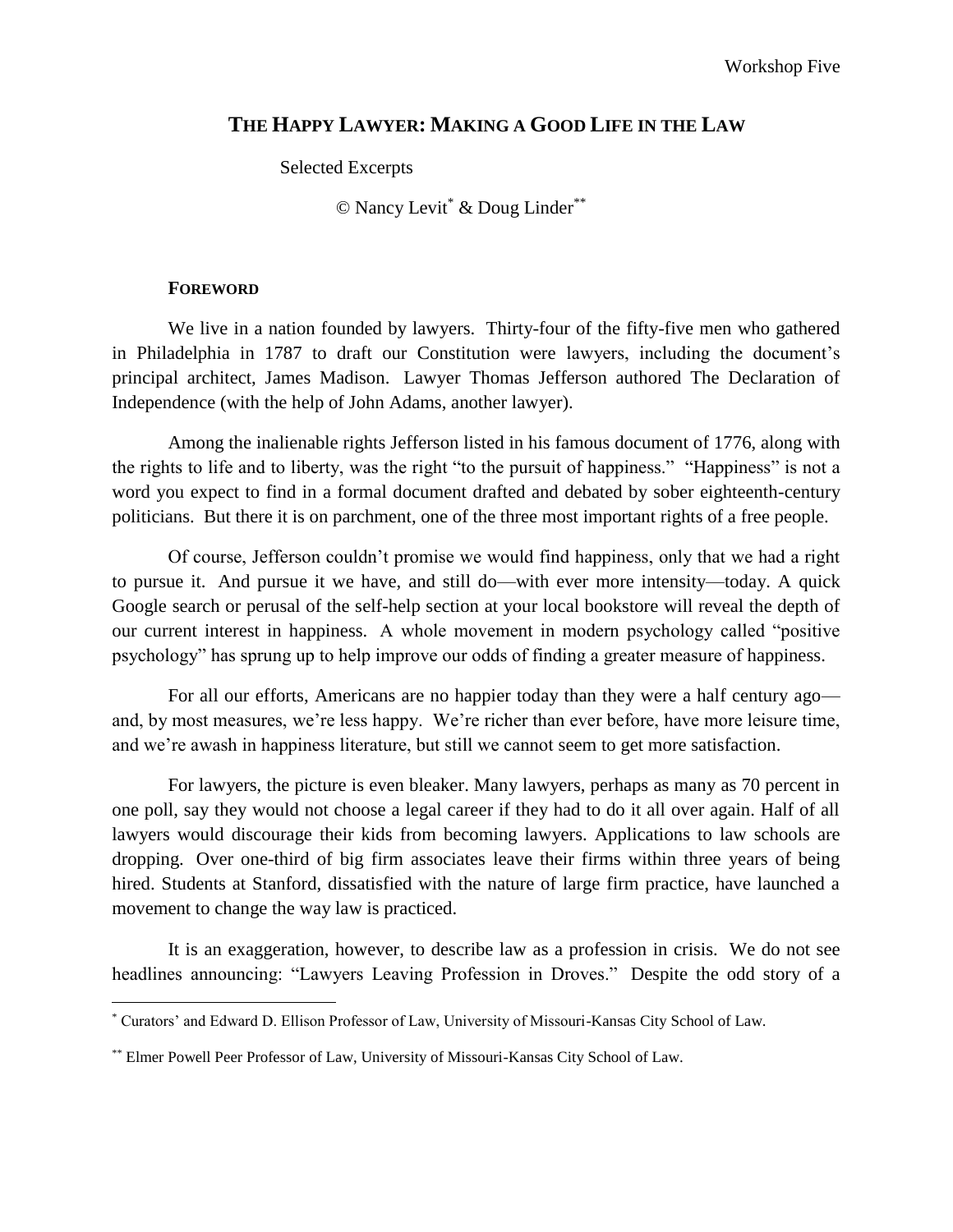Workshop Five

# THE HAPPY LAWYER: MAKING A GOOD LIFE IN THE LAW

Selected Excerpts

© Nancy Levit[*] & Doug Linder[**]

## FOREWORD

We live in a nation founded by lawyers. Thirty-four of the fifty-five men who gathered in Philadelphia in 1787 to draft our Constitution were lawyers, including the document's principal architect, James Madison. Lawyer Thomas Jefferson authored The Declaration of Independence (with the help of John Adams, another lawyer).

Among the inalienable rights Jefferson listed in his famous document of 1776, along with the rights to life and to liberty, was the right "to the pursuit of happiness." "Happiness" is not a word you expect to find in a formal document drafted and debated by sober eighteenth-century politicians. But there it is on parchment, one of the three most important rights of a free people.

Of course, Jefferson couldn't promise we would find happiness, only that we had a right to pursue it. And pursue it we have, and still do—with ever more intensity—today. A quick Google search or perusal of the self-help section at your local bookstore will reveal the depth of our current interest in happiness. A whole movement in modern psychology called "positive psychology" has sprung up to help improve our odds of finding a greater measure of happiness.

For all our efforts, Americans are no happier today than they were a half century ago—and, by most measures, we're less happy. We're richer than ever before, have more leisure time, and we're awash in happiness literature, but still we cannot seem to get more satisfaction.

For lawyers, the picture is even bleaker. Many lawyers, perhaps as many as 70 percent in one poll, say they would not choose a legal career if they had to do it all over again. Half of all lawyers would discourage their kids from becoming lawyers. Applications to law schools are dropping. Over one-third of big firm associates leave their firms within three years of being hired. Students at Stanford, dissatisfied with the nature of large firm practice, have launched a movement to change the way law is practiced.

It is an exaggeration, however, to describe law as a profession in crisis. We do not see headlines announcing: "Lawyers Leaving Profession in Droves." Despite the odd story of a

---

[*] Curators' and Edward D. Ellison Professor of Law, University of Missouri-Kansas City School of Law.

[**] Elmer Powell Peer Professor of Law, University of Missouri-Kansas City School of Law.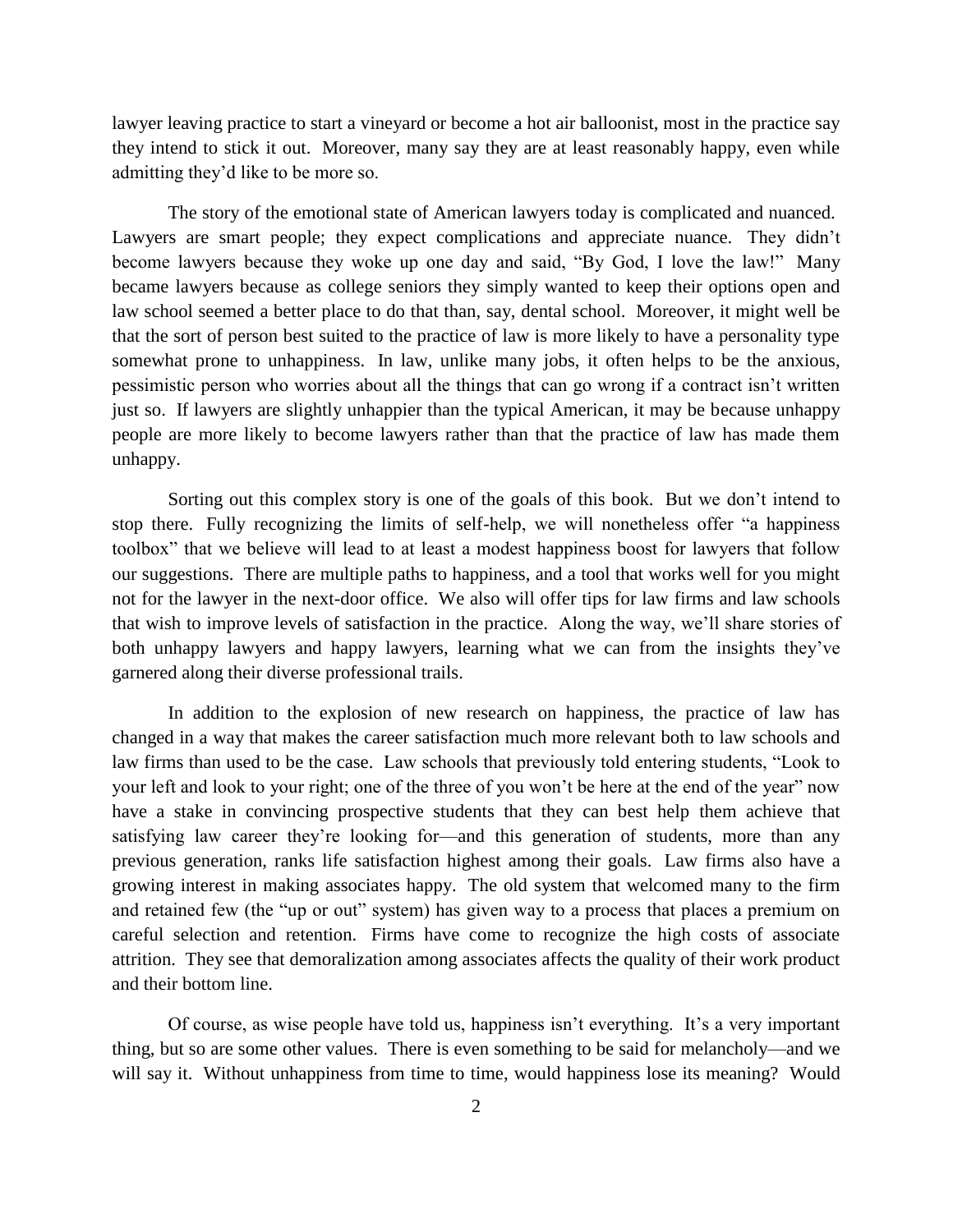lawyer leaving practice to start a vineyard or become a hot air balloonist, most in the practice say they intend to stick it out. Moreover, many say they are at least reasonably happy, even while admitting they'd like to be more so.

The story of the emotional state of American lawyers today is complicated and nuanced. Lawyers are smart people; they expect complications and appreciate nuance. They didn't become lawyers because they woke up one day and said, "By God, I love the law!" Many became lawyers because as college seniors they simply wanted to keep their options open and law school seemed a better place to do that than, say, dental school. Moreover, it might well be that the sort of person best suited to the practice of law is more likely to have a personality type somewhat prone to unhappiness. In law, unlike many jobs, it often helps to be the anxious, pessimistic person who worries about all the things that can go wrong if a contract isn't written just so. If lawyers are slightly unhappier than the typical American, it may be because unhappy people are more likely to become lawyers rather than that the practice of law has made them unhappy.

Sorting out this complex story is one of the goals of this book. But we don't intend to stop there. Fully recognizing the limits of self-help, we will nonetheless offer "a happiness toolbox" that we believe will lead to at least a modest happiness boost for lawyers that follow our suggestions. There are multiple paths to happiness, and a tool that works well for you might not for the lawyer in the next-door office. We also will offer tips for law firms and law schools that wish to improve levels of satisfaction in the practice. Along the way, we'll share stories of both unhappy lawyers and happy lawyers, learning what we can from the insights they've garnered along their diverse professional trails.

In addition to the explosion of new research on happiness, the practice of law has changed in a way that makes the career satisfaction much more relevant both to law schools and law firms than used to be the case. Law schools that previously told entering students, "Look to your left and look to your right; one of the three of you won't be here at the end of the year" now have a stake in convincing prospective students that they can best help them achieve that satisfying law career they're looking for—and this generation of students, more than any previous generation, ranks life satisfaction highest among their goals. Law firms also have a growing interest in making associates happy. The old system that welcomed many to the firm and retained few (the "up or out" system) has given way to a process that places a premium on careful selection and retention. Firms have come to recognize the high costs of associate attrition. They see that demoralization among associates affects the quality of their work product and their bottom line.

Of course, as wise people have told us, happiness isn't everything. It's a very important thing, but so are some other values. There is even something to be said for melancholy—and we will say it. Without unhappiness from time to time, would happiness lose its meaning? Would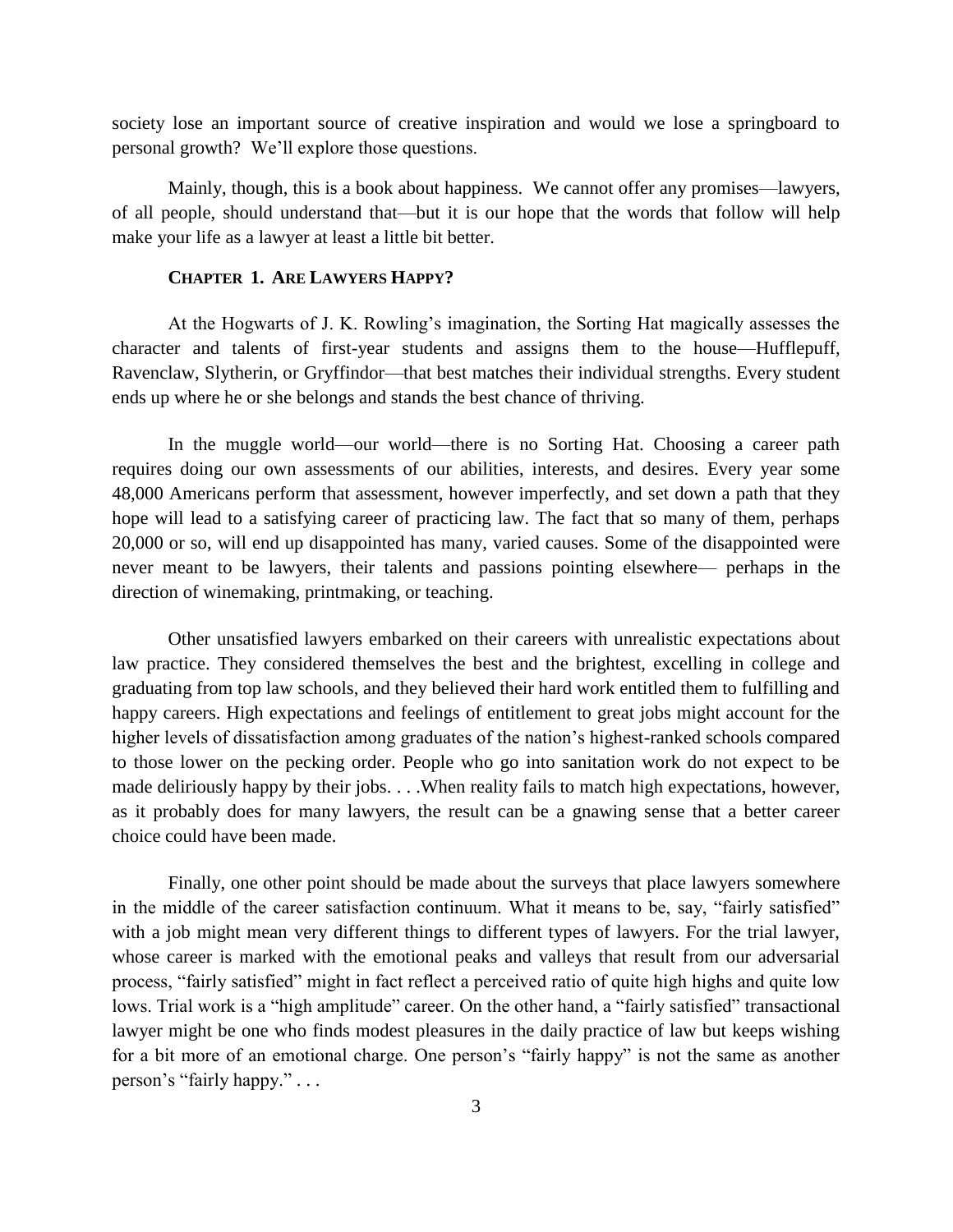society lose an important source of creative inspiration and would we lose a springboard to personal growth? We'll explore those questions.

Mainly, though, this is a book about happiness. We cannot offer any promises—lawyers, of all people, should understand that—but it is our hope that the words that follow will help make your life as a lawyer at least a little bit better.

## CHAPTER 1. ARE LAWYERS HAPPY?

At the Hogwarts of J. K. Rowling's imagination, the Sorting Hat magically assesses the character and talents of first-year students and assigns them to the house—Hufflepuff, Ravenclaw, Slytherin, or Gryffindor—that best matches their individual strengths. Every student ends up where he or she belongs and stands the best chance of thriving.

In the muggle world—our world—there is no Sorting Hat. Choosing a career path requires doing our own assessments of our abilities, interests, and desires. Every year some 48,000 Americans perform that assessment, however imperfectly, and set down a path that they hope will lead to a satisfying career of practicing law. The fact that so many of them, perhaps 20,000 or so, will end up disappointed has many, varied causes. Some of the disappointed were never meant to be lawyers, their talents and passions pointing elsewhere— perhaps in the direction of winemaking, printmaking, or teaching.

Other unsatisfied lawyers embarked on their careers with unrealistic expectations about law practice. They considered themselves the best and the brightest, excelling in college and graduating from top law schools, and they believed their hard work entitled them to fulfilling and happy careers. High expectations and feelings of entitlement to great jobs might account for the higher levels of dissatisfaction among graduates of the nation's highest-ranked schools compared to those lower on the pecking order. People who go into sanitation work do not expect to be made deliriously happy by their jobs. . . .When reality fails to match high expectations, however, as it probably does for many lawyers, the result can be a gnawing sense that a better career choice could have been made.

Finally, one other point should be made about the surveys that place lawyers somewhere in the middle of the career satisfaction continuum. What it means to be, say, "fairly satisfied" with a job might mean very different things to different types of lawyers. For the trial lawyer, whose career is marked with the emotional peaks and valleys that result from our adversarial process, "fairly satisfied" might in fact reflect a perceived ratio of quite high highs and quite low lows. Trial work is a "high amplitude" career. On the other hand, a "fairly satisfied" transactional lawyer might be one who finds modest pleasures in the daily practice of law but keeps wishing for a bit more of an emotional charge. One person's "fairly happy" is not the same as another person's "fairly happy." . . .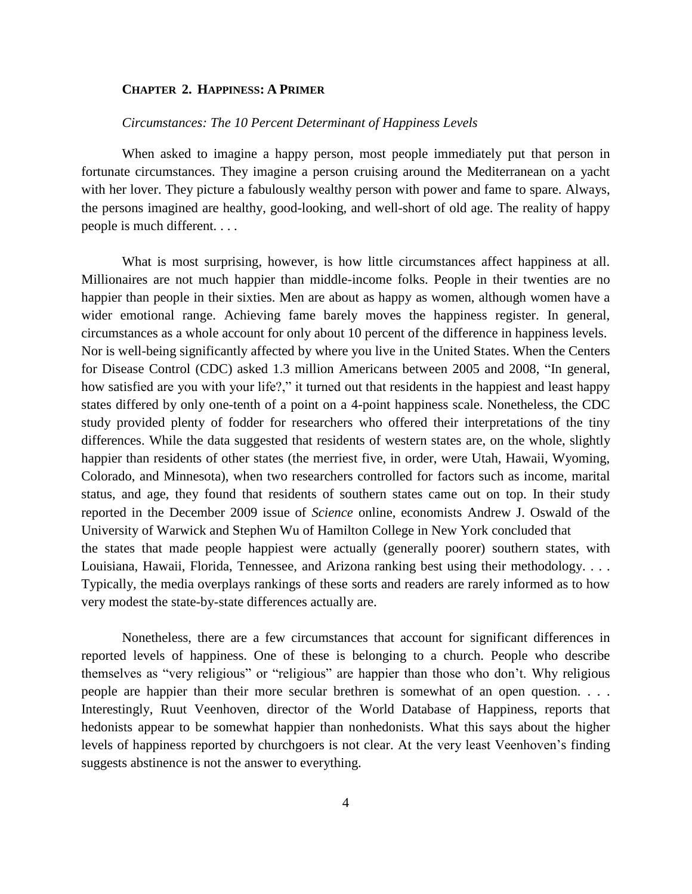## CHAPTER 2. HAPPINESS: A PRIMER

*Circumstances: The 10 Percent Determinant of Happiness Levels*

When asked to imagine a happy person, most people immediately put that person in fortunate circumstances. They imagine a person cruising around the Mediterranean on a yacht with her lover. They picture a fabulously wealthy person with power and fame to spare. Always, the persons imagined are healthy, good-looking, and well-short of old age. The reality of happy people is much different. . . .

What is most surprising, however, is how little circumstances affect happiness at all. Millionaires are not much happier than middle-income folks. People in their twenties are no happier than people in their sixties. Men are about as happy as women, although women have a wider emotional range. Achieving fame barely moves the happiness register. In general, circumstances as a whole account for only about 10 percent of the difference in happiness levels. Nor is well-being significantly affected by where you live in the United States. When the Centers for Disease Control (CDC) asked 1.3 million Americans between 2005 and 2008, "In general, how satisfied are you with your life?," it turned out that residents in the happiest and least happy states differed by only one-tenth of a point on a 4-point happiness scale. Nonetheless, the CDC study provided plenty of fodder for researchers who offered their interpretations of the tiny differences. While the data suggested that residents of western states are, on the whole, slightly happier than residents of other states (the merriest five, in order, were Utah, Hawaii, Wyoming, Colorado, and Minnesota), when two researchers controlled for factors such as income, marital status, and age, they found that residents of southern states came out on top. In their study reported in the December 2009 issue of *Science* online, economists Andrew J. Oswald of the University of Warwick and Stephen Wu of Hamilton College in New York concluded that the states that made people happiest were actually (generally poorer) southern states, with Louisiana, Hawaii, Florida, Tennessee, and Arizona ranking best using their methodology. . . . Typically, the media overplays rankings of these sorts and readers are rarely informed as to how very modest the state-by-state differences actually are.

Nonetheless, there are a few circumstances that account for significant differences in reported levels of happiness. One of these is belonging to a church. People who describe themselves as "very religious" or "religious" are happier than those who don't. Why religious people are happier than their more secular brethren is somewhat of an open question. . . . Interestingly, Ruut Veenhoven, director of the World Database of Happiness, reports that hedonists appear to be somewhat happier than nonhedonists. What this says about the higher levels of happiness reported by churchgoers is not clear. At the very least Veenhoven's finding suggests abstinence is not the answer to everything.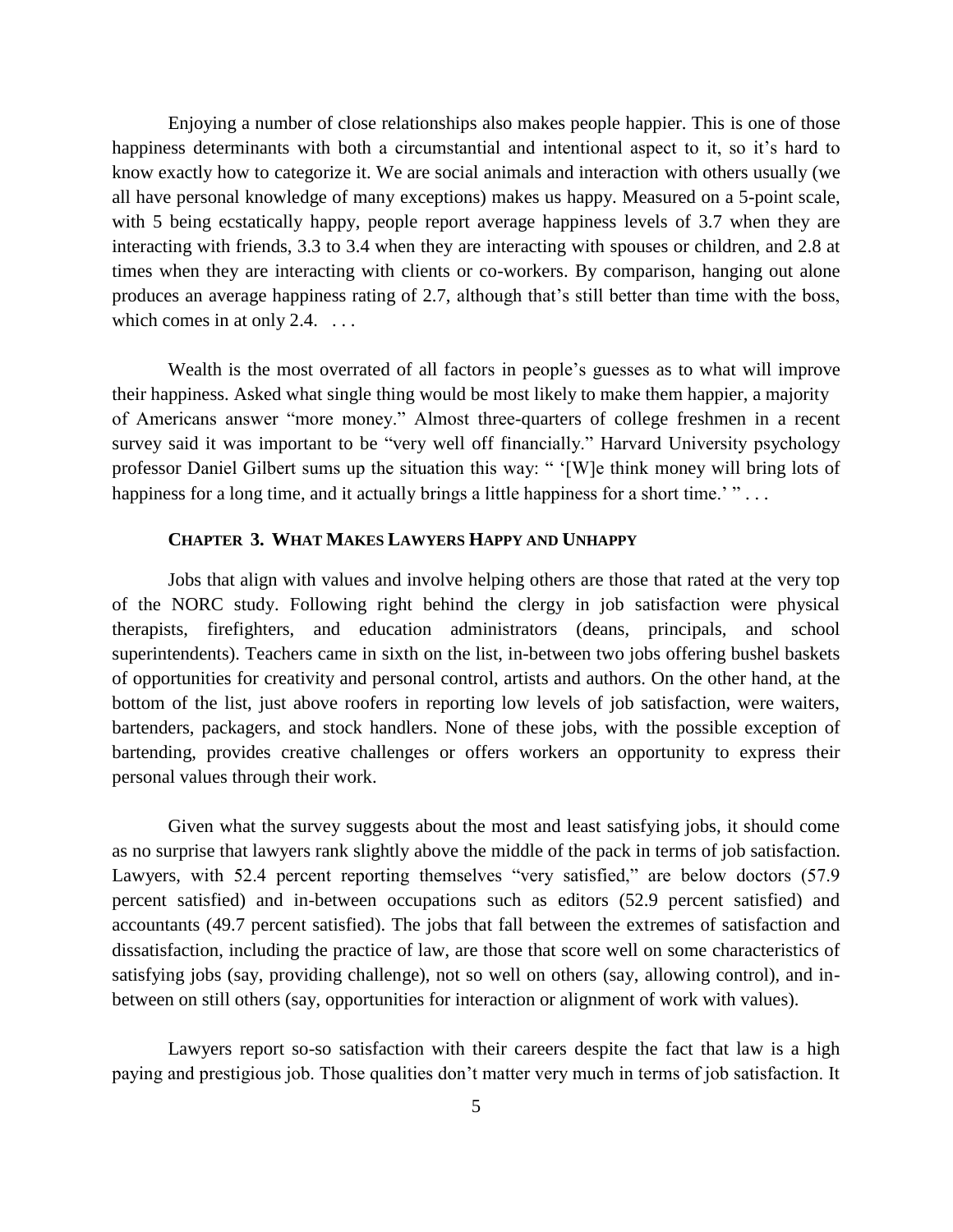Enjoying a number of close relationships also makes people happier. This is one of those happiness determinants with both a circumstantial and intentional aspect to it, so it's hard to know exactly how to categorize it. We are social animals and interaction with others usually (we all have personal knowledge of many exceptions) makes us happy. Measured on a 5-point scale, with 5 being ecstatically happy, people report average happiness levels of 3.7 when they are interacting with friends, 3.3 to 3.4 when they are interacting with spouses or children, and 2.8 at times when they are interacting with clients or co-workers. By comparison, hanging out alone produces an average happiness rating of 2.7, although that's still better than time with the boss, which comes in at only 2.4. . . .

Wealth is the most overrated of all factors in people's guesses as to what will improve their happiness. Asked what single thing would be most likely to make them happier, a majority of Americans answer "more money." Almost three-quarters of college freshmen in a recent survey said it was important to be "very well off financially." Harvard University psychology professor Daniel Gilbert sums up the situation this way: " '[W]e think money will bring lots of happiness for a long time, and it actually brings a little happiness for a short time.' " . . .

### CHAPTER 3. WHAT MAKES LAWYERS HAPPY AND UNHAPPY

Jobs that align with values and involve helping others are those that rated at the very top of the NORC study. Following right behind the clergy in job satisfaction were physical therapists, firefighters, and education administrators (deans, principals, and school superintendents). Teachers came in sixth on the list, in-between two jobs offering bushel baskets of opportunities for creativity and personal control, artists and authors. On the other hand, at the bottom of the list, just above roofers in reporting low levels of job satisfaction, were waiters, bartenders, packagers, and stock handlers. None of these jobs, with the possible exception of bartending, provides creative challenges or offers workers an opportunity to express their personal values through their work.

Given what the survey suggests about the most and least satisfying jobs, it should come as no surprise that lawyers rank slightly above the middle of the pack in terms of job satisfaction. Lawyers, with 52.4 percent reporting themselves "very satisfied," are below doctors (57.9 percent satisfied) and in-between occupations such as editors (52.9 percent satisfied) and accountants (49.7 percent satisfied). The jobs that fall between the extremes of satisfaction and dissatisfaction, including the practice of law, are those that score well on some characteristics of satisfying jobs (say, providing challenge), not so well on others (say, allowing control), and in-between on still others (say, opportunities for interaction or alignment of work with values).

Lawyers report so-so satisfaction with their careers despite the fact that law is a high paying and prestigious job. Those qualities don't matter very much in terms of job satisfaction. It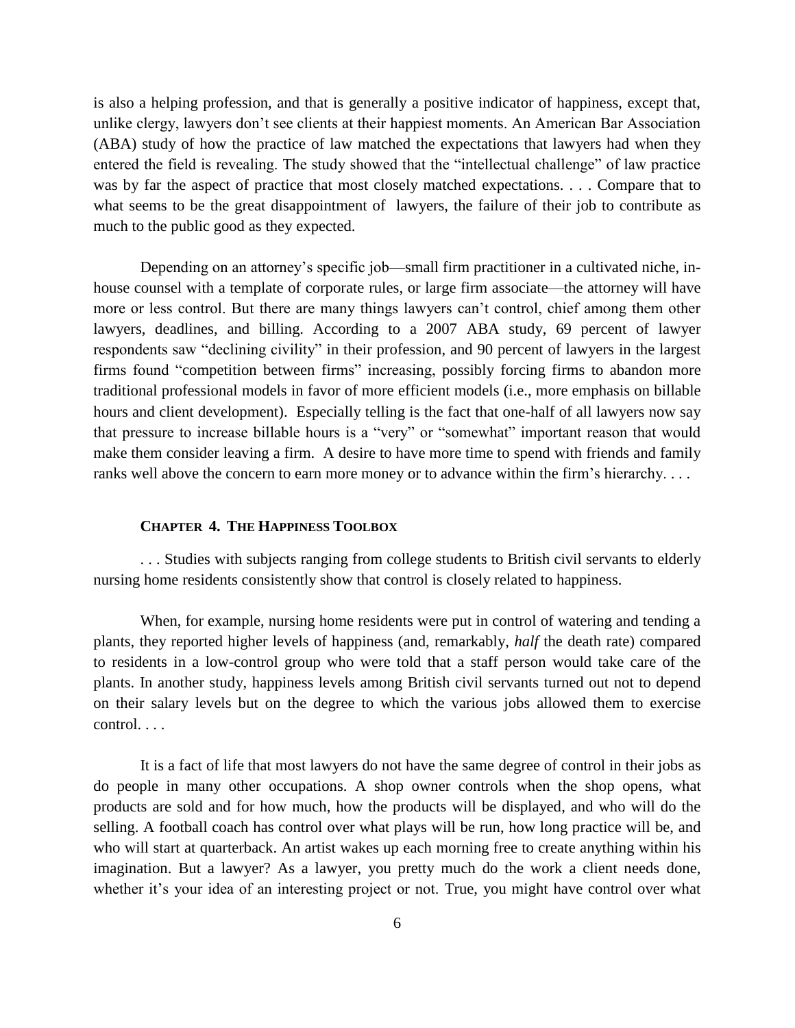is also a helping profession, and that is generally a positive indicator of happiness, except that, unlike clergy, lawyers don't see clients at their happiest moments. An American Bar Association (ABA) study of how the practice of law matched the expectations that lawyers had when they entered the field is revealing. The study showed that the "intellectual challenge" of law practice was by far the aspect of practice that most closely matched expectations. . . . Compare that to what seems to be the great disappointment of lawyers, the failure of their job to contribute as much to the public good as they expected.

Depending on an attorney's specific job—small firm practitioner in a cultivated niche, in-house counsel with a template of corporate rules, or large firm associate—the attorney will have more or less control. But there are many things lawyers can't control, chief among them other lawyers, deadlines, and billing. According to a 2007 ABA study, 69 percent of lawyer respondents saw "declining civility" in their profession, and 90 percent of lawyers in the largest firms found "competition between firms" increasing, possibly forcing firms to abandon more traditional professional models in favor of more efficient models (i.e., more emphasis on billable hours and client development). Especially telling is the fact that one-half of all lawyers now say that pressure to increase billable hours is a "very" or "somewhat" important reason that would make them consider leaving a firm. A desire to have more time to spend with friends and family ranks well above the concern to earn more money or to advance within the firm's hierarchy. . . .

## **CHAPTER 4. THE HAPPINESS TOOLBOX**

. . . Studies with subjects ranging from college students to British civil servants to elderly nursing home residents consistently show that control is closely related to happiness.

When, for example, nursing home residents were put in control of watering and tending a plants, they reported higher levels of happiness (and, remarkably, *half* the death rate) compared to residents in a low-control group who were told that a staff person would take care of the plants. In another study, happiness levels among British civil servants turned out not to depend on their salary levels but on the degree to which the various jobs allowed them to exercise control. . . .

It is a fact of life that most lawyers do not have the same degree of control in their jobs as do people in many other occupations. A shop owner controls when the shop opens, what products are sold and for how much, how the products will be displayed, and who will do the selling. A football coach has control over what plays will be run, how long practice will be, and who will start at quarterback. An artist wakes up each morning free to create anything within his imagination. But a lawyer? As a lawyer, you pretty much do the work a client needs done, whether it's your idea of an interesting project or not. True, you might have control over what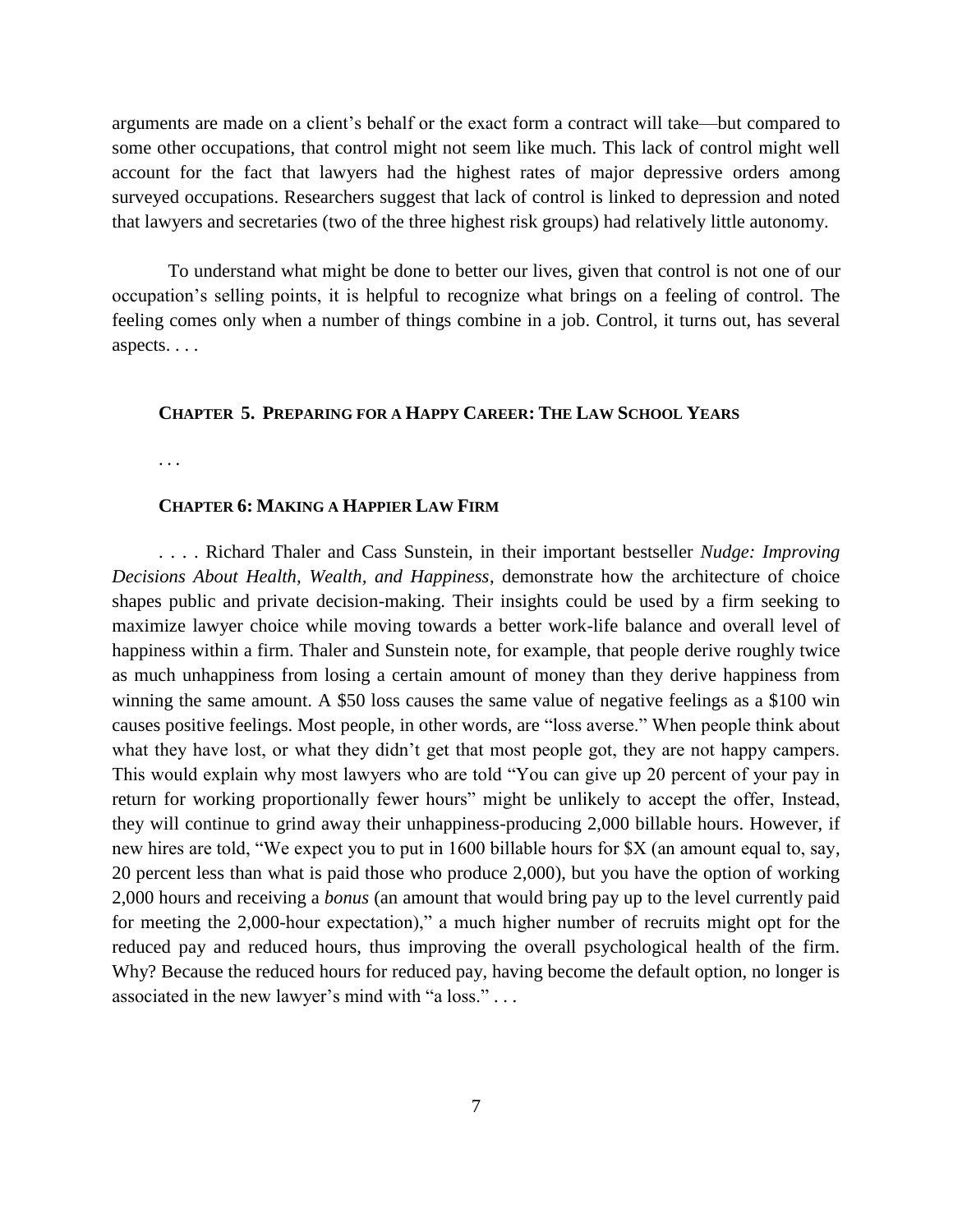arguments are made on a client's behalf or the exact form a contract will take—but compared to some other occupations, that control might not seem like much. This lack of control might well account for the fact that lawyers had the highest rates of major depressive orders among surveyed occupations. Researchers suggest that lack of control is linked to depression and noted that lawyers and secretaries (two of the three highest risk groups) had relatively little autonomy.

To understand what might be done to better our lives, given that control is not one of our occupation's selling points, it is helpful to recognize what brings on a feeling of control. The feeling comes only when a number of things combine in a job. Control, it turns out, has several aspects. . . .

### CHAPTER 5. PREPARING FOR A HAPPY CAREER: THE LAW SCHOOL YEARS

. . .

### CHAPTER 6: MAKING A HAPPIER LAW FIRM

. . . . Richard Thaler and Cass Sunstein, in their important bestseller *Nudge: Improving Decisions About Health, Wealth, and Happiness*, demonstrate how the architecture of choice shapes public and private decision-making. Their insights could be used by a firm seeking to maximize lawyer choice while moving towards a better work-life balance and overall level of happiness within a firm. Thaler and Sunstein note, for example, that people derive roughly twice as much unhappiness from losing a certain amount of money than they derive happiness from winning the same amount. A $50 loss causes the same value of negative feelings as a $100 win causes positive feelings. Most people, in other words, are "loss averse." When people think about what they have lost, or what they didn't get that most people got, they are not happy campers. This would explain why most lawyers who are told "You can give up 20 percent of your pay in return for working proportionally fewer hours" might be unlikely to accept the offer, Instead, they will continue to grind away their unhappiness-producing 2,000 billable hours. However, if new hires are told, "We expect you to put in 1600 billable hours for $X (an amount equal to, say, 20 percent less than what is paid those who produce 2,000), but you have the option of working 2,000 hours and receiving a *bonus* (an amount that would bring pay up to the level currently paid for meeting the 2,000-hour expectation)," a much higher number of recruits might opt for the reduced pay and reduced hours, thus improving the overall psychological health of the firm. Why? Because the reduced hours for reduced pay, having become the default option, no longer is associated in the new lawyer's mind with "a loss." . . .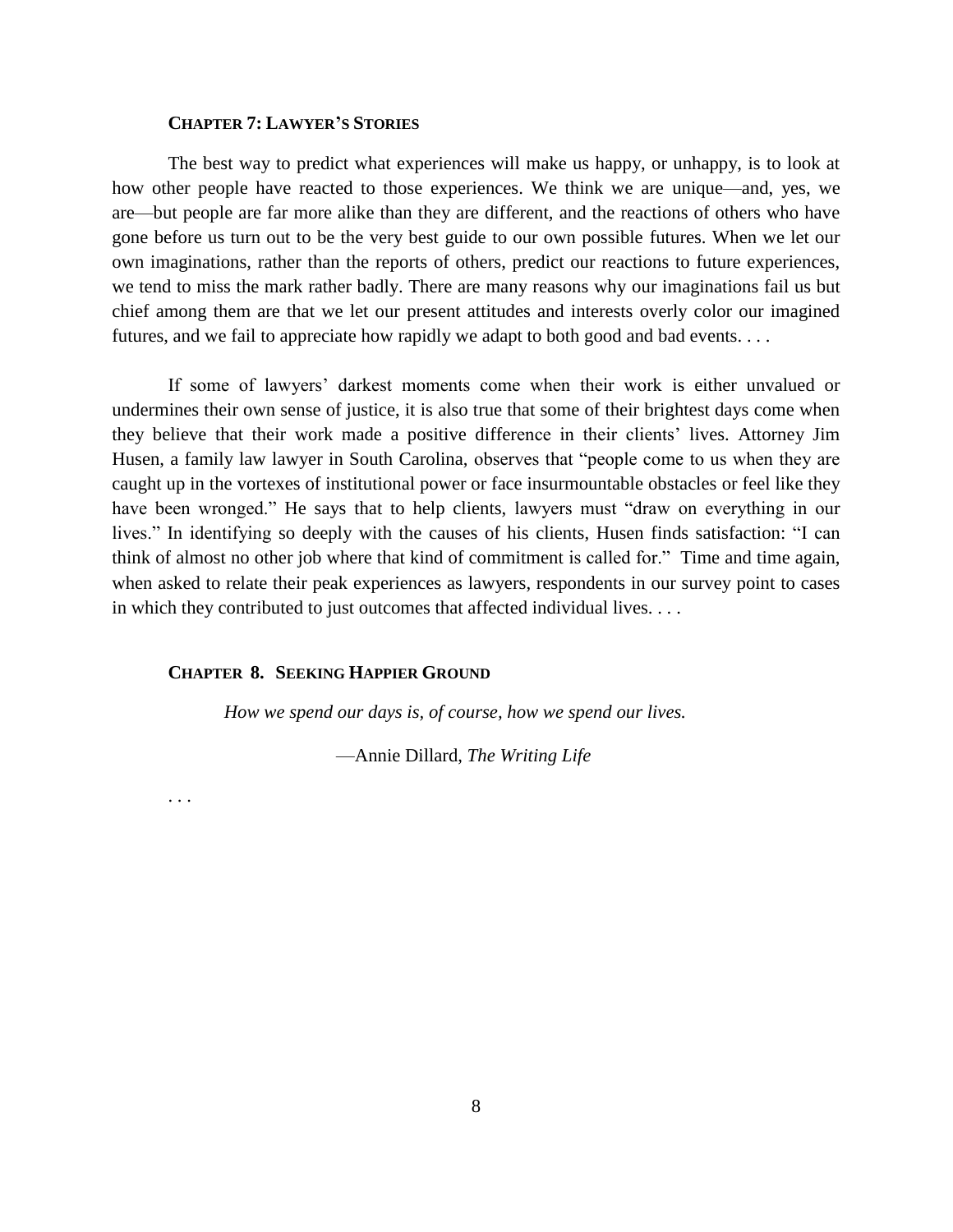**Chapter 7: Lawyer's Stories**

The best way to predict what experiences will make us happy, or unhappy, is to look at how other people have reacted to those experiences. We think we are unique—and, yes, we are—but people are far more alike than they are different, and the reactions of others who have gone before us turn out to be the very best guide to our own possible futures. When we let our own imaginations, rather than the reports of others, predict our reactions to future experiences, we tend to miss the mark rather badly. There are many reasons why our imaginations fail us but chief among them are that we let our present attitudes and interests overly color our imagined futures, and we fail to appreciate how rapidly we adapt to both good and bad events. . . .

If some of lawyers' darkest moments come when their work is either unvalued or undermines their own sense of justice, it is also true that some of their brightest days come when they believe that their work made a positive difference in their clients' lives. Attorney Jim Husen, a family law lawyer in South Carolina, observes that "people come to us when they are caught up in the vortexes of institutional power or face insurmountable obstacles or feel like they have been wronged." He says that to help clients, lawyers must "draw on everything in our lives." In identifying so deeply with the causes of his clients, Husen finds satisfaction: "I can think of almost no other job where that kind of commitment is called for." Time and time again, when asked to relate their peak experiences as lawyers, respondents in our survey point to cases in which they contributed to just outcomes that affected individual lives. . . .

**Chapter 8. Seeking Happier Ground**

*How we spend our days is, of course, how we spend our lives.*

—Annie Dillard, *The Writing Life*

. . .